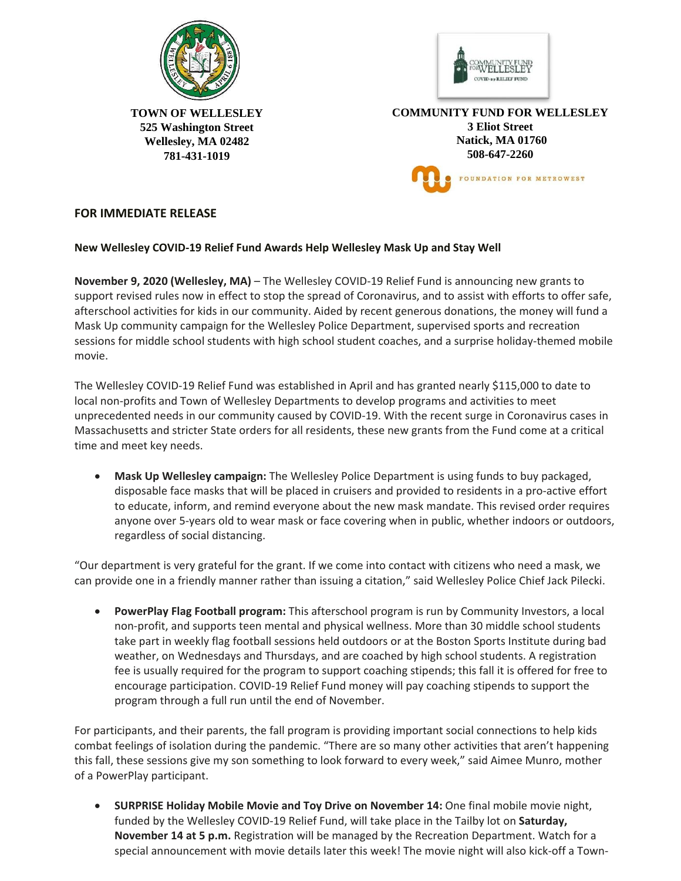**TOWN OF WELLESLEY**
**525 Washington Street**
**Wellesley, MA 02482**
**781-431-1019**

**COMMUNITY FUND FOR WELLESLEY**
**3 Eliot Street**
**Natick, MA 01760**
**508-647-2260**

FOUNDATION FOR METROWEST

## FOR IMMEDIATE RELEASE

### New Wellesley COVID-19 Relief Fund Awards Help Wellesley Mask Up and Stay Well

**November 9, 2020 (Wellesley, MA)** – The Wellesley COVID-19 Relief Fund is announcing new grants to support revised rules now in effect to stop the spread of Coronavirus, and to assist with efforts to offer safe, afterschool activities for kids in our community. Aided by recent generous donations, the money will fund a Mask Up community campaign for the Wellesley Police Department, supervised sports and recreation sessions for middle school students with high school student coaches, and a surprise holiday-themed mobile movie.

The Wellesley COVID-19 Relief Fund was established in April and has granted nearly $115,000 to date to local non-profits and Town of Wellesley Departments to develop programs and activities to meet unprecedented needs in our community caused by COVID-19. With the recent surge in Coronavirus cases in Massachusetts and stricter State orders for all residents, these new grants from the Fund come at a critical time and meet key needs.

- **Mask Up Wellesley campaign:** The Wellesley Police Department is using funds to buy packaged, disposable face masks that will be placed in cruisers and provided to residents in a pro-active effort to educate, inform, and remind everyone about the new mask mandate. This revised order requires anyone over 5-years old to wear mask or face covering when in public, whether indoors or outdoors, regardless of social distancing.

"Our department is very grateful for the grant. If we come into contact with citizens who need a mask, we can provide one in a friendly manner rather than issuing a citation," said Wellesley Police Chief Jack Pilecki.

- **PowerPlay Flag Football program:** This afterschool program is run by Community Investors, a local non-profit, and supports teen mental and physical wellness. More than 30 middle school students take part in weekly flag football sessions held outdoors or at the Boston Sports Institute during bad weather, on Wednesdays and Thursdays, and are coached by high school students. A registration fee is usually required for the program to support coaching stipends; this fall it is offered for free to encourage participation. COVID-19 Relief Fund money will pay coaching stipends to support the program through a full run until the end of November.

For participants, and their parents, the fall program is providing important social connections to help kids combat feelings of isolation during the pandemic. "There are so many other activities that aren't happening this fall, these sessions give my son something to look forward to every week," said Aimee Munro, mother of a PowerPlay participant.

- **SURPRISE Holiday Mobile Movie and Toy Drive on November 14:** One final mobile movie night, funded by the Wellesley COVID-19 Relief Fund, will take place in the Tailby lot on **Saturday, November 14 at 5 p.m.** Registration will be managed by the Recreation Department. Watch for a special announcement with movie details later this week! The movie night will also kick-off a Town-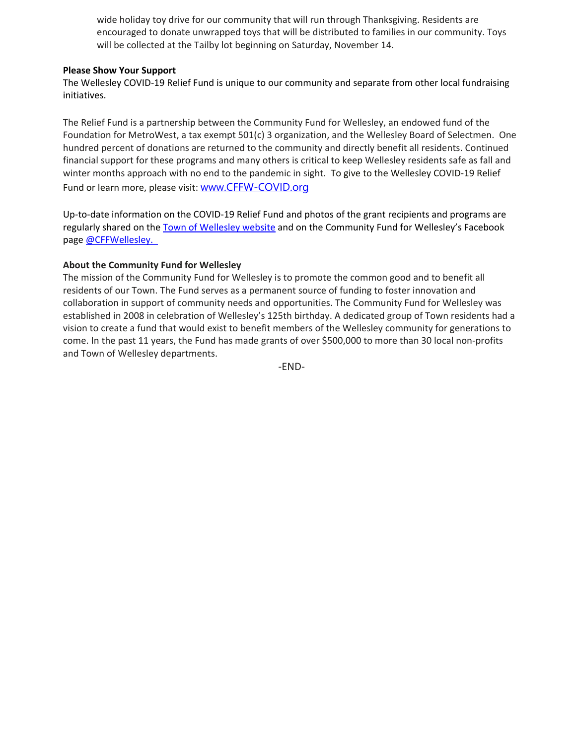wide holiday toy drive for our community that will run through Thanksgiving. Residents are encouraged to donate unwrapped toys that will be distributed to families in our community. Toys will be collected at the Tailby lot beginning on Saturday, November 14.

**Please Show Your Support**

The Wellesley COVID-19 Relief Fund is unique to our community and separate from other local fundraising initiatives.

The Relief Fund is a partnership between the Community Fund for Wellesley, an endowed fund of the Foundation for MetroWest, a tax exempt 501(c) 3 organization, and the Wellesley Board of Selectmen. One hundred percent of donations are returned to the community and directly benefit all residents. Continued financial support for these programs and many others is critical to keep Wellesley residents safe as fall and winter months approach with no end to the pandemic in sight. To give to the Wellesley COVID-19 Relief Fund or learn more, please visit: [www.CFFW-COVID.org](http://www.CFFW-COVID.org)

Up-to-date information on the COVID-19 Relief Fund and photos of the grant recipients and programs are regularly shared on the Town of Wellesley website and on the Community Fund for Wellesley's Facebook page @CFFWellesley.

**About the Community Fund for Wellesley**

The mission of the Community Fund for Wellesley is to promote the common good and to benefit all residents of our Town. The Fund serves as a permanent source of funding to foster innovation and collaboration in support of community needs and opportunities. The Community Fund for Wellesley was established in 2008 in celebration of Wellesley's 125th birthday. A dedicated group of Town residents had a vision to create a fund that would exist to benefit members of the Wellesley community for generations to come. In the past 11 years, the Fund has made grants of over $500,000 to more than 30 local non-profits and Town of Wellesley departments.

-END-